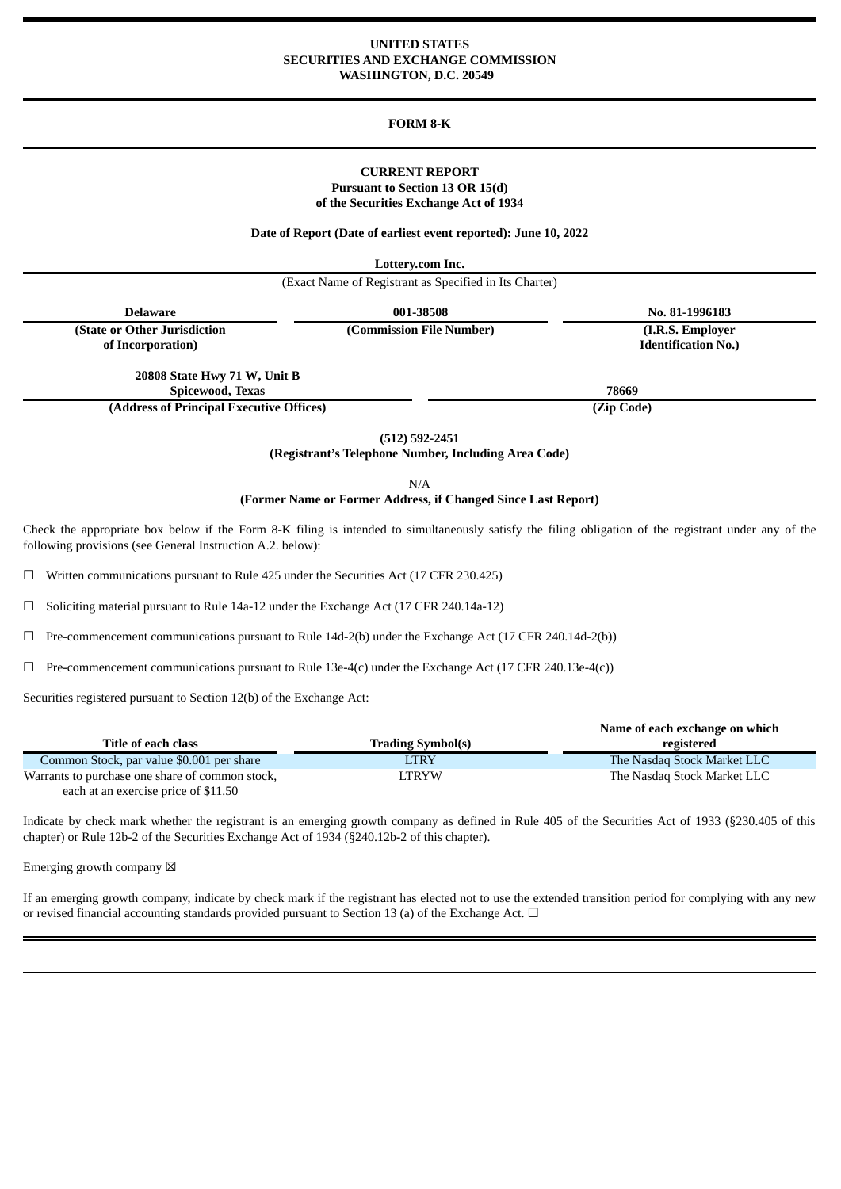**UNITED STATES**
**SECURITIES AND EXCHANGE COMMISSION**
**WASHINGTON, D.C. 20549**

# FORM 8-K

**CURRENT REPORT**
**Pursuant to Section 13 OR 15(d)**
**of the Securities Exchange Act of 1934**

**Date of Report (Date of earliest event reported): June 10, 2022**

**Lottery.com Inc.**
(Exact Name of Registrant as Specified in Its Charter)

| **Delaware** | **001-38508** | **No. 81-1996183** |
|---|---|---|
| **(State or Other Jurisdiction of Incorporation)** | **(Commission File Number)** | **(I.R.S. Employer Identification No.)** |

| **20808 State Hwy 71 W, Unit B Spicewood, Texas** | **78669** |
|---|---|
| **(Address of Principal Executive Offices)** | **(Zip Code)** |

**(512) 592-2451**
**(Registrant's Telephone Number, Including Area Code)**

N/A
**(Former Name or Former Address, if Changed Since Last Report)**

Check the appropriate box below if the Form 8-K filing is intended to simultaneously satisfy the filing obligation of the registrant under any of the following provisions (see General Instruction A.2. below):

☐ Written communications pursuant to Rule 425 under the Securities Act (17 CFR 230.425)

☐ Soliciting material pursuant to Rule 14a-12 under the Exchange Act (17 CFR 240.14a-12)

☐ Pre-commencement communications pursuant to Rule 14d-2(b) under the Exchange Act (17 CFR 240.14d-2(b))

☐ Pre-commencement communications pursuant to Rule 13e-4(c) under the Exchange Act (17 CFR 240.13e-4(c))

Securities registered pursuant to Section 12(b) of the Exchange Act:

| **Title of each class** | **Trading Symbol(s)** | **Name of each exchange on which registered** |
|---|---|---|
| Common Stock, par value $0.001 per share | LTRY | The Nasdaq Stock Market LLC |
| Warrants to purchase one share of common stock, each at an exercise price of $11.50 | LTRYW | The Nasdaq Stock Market LLC |

Indicate by check mark whether the registrant is an emerging growth company as defined in Rule 405 of the Securities Act of 1933 (§230.405 of this chapter) or Rule 12b-2 of the Securities Exchange Act of 1934 (§240.12b-2 of this chapter).

Emerging growth company ☒

If an emerging growth company, indicate by check mark if the registrant has elected not to use the extended transition period for complying with any new or revised financial accounting standards provided pursuant to Section 13 (a) of the Exchange Act. ☐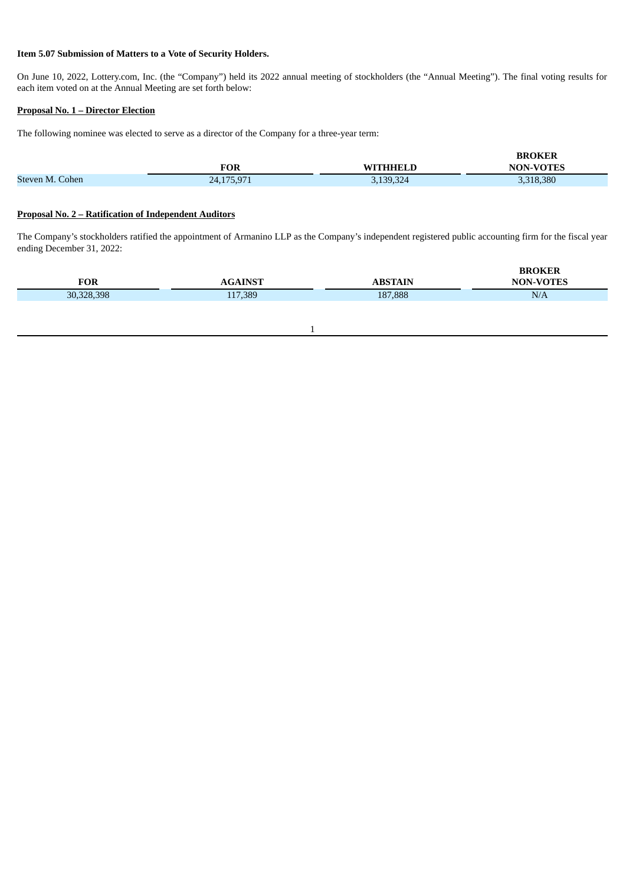**Item 5.07 Submission of Matters to a Vote of Security Holders.**

On June 10, 2022, Lottery.com, Inc. (the "Company") held its 2022 annual meeting of stockholders (the "Annual Meeting"). The final voting results for each item voted on at the Annual Meeting are set forth below:

**Proposal No. 1 – Director Election**

The following nominee was elected to serve as a director of the Company for a three-year term:

| | FOR | WITHHELD | BROKER NON-VOTES |
|---|---|---|---|
| Steven M. Cohen | 24,175,971 | 3,139,324 | 3,318,380 |

**Proposal No. 2 – Ratification of Independent Auditors**

The Company's stockholders ratified the appointment of Armanino LLP as the Company's independent registered public accounting firm for the fiscal year ending December 31, 2022:

| FOR | AGAINST | ABSTAIN | BROKER NON-VOTES |
|---|---|---|---|
| 30,328,398 | 117,389 | 187,888 | N/A |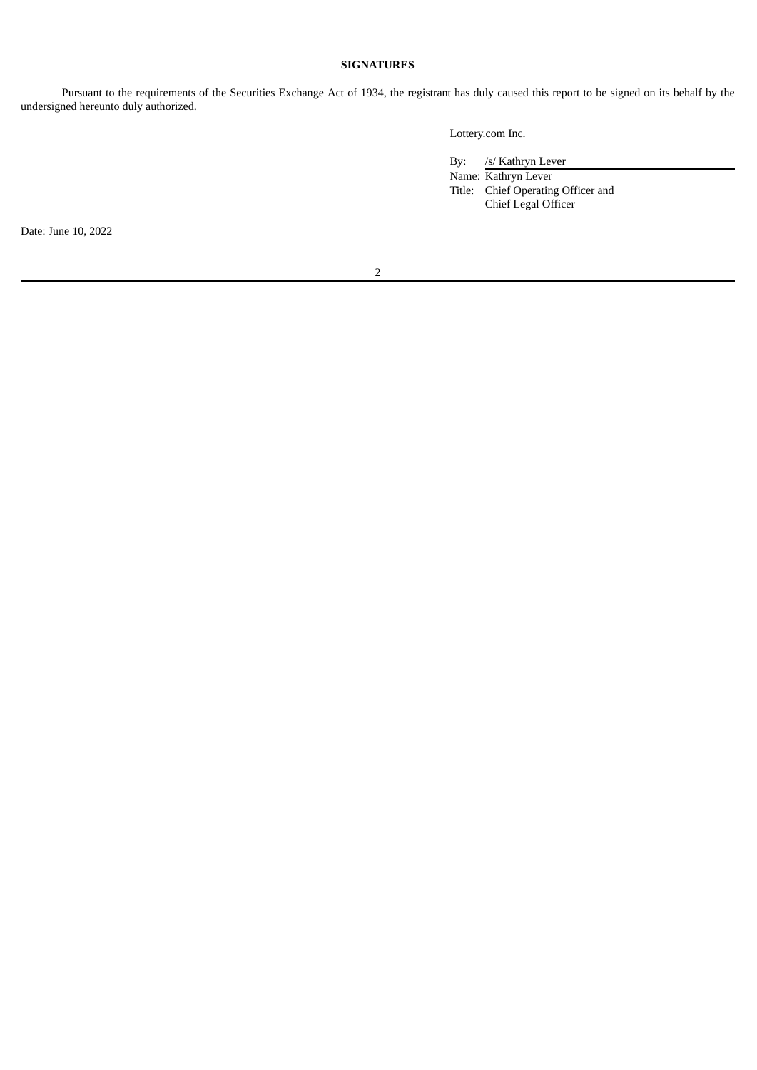**SIGNATURES**

Pursuant to the requirements of the Securities Exchange Act of 1934, the registrant has duly caused this report to be signed on its behalf by the undersigned hereunto duly authorized.

Lottery.com Inc.

| | |
|---|---|
| By: | /s/ Kathryn Lever |
| Name: | Kathryn Lever |
| Title: | Chief Operating Officer and Chief Legal Officer |

Date: June 10, 2022